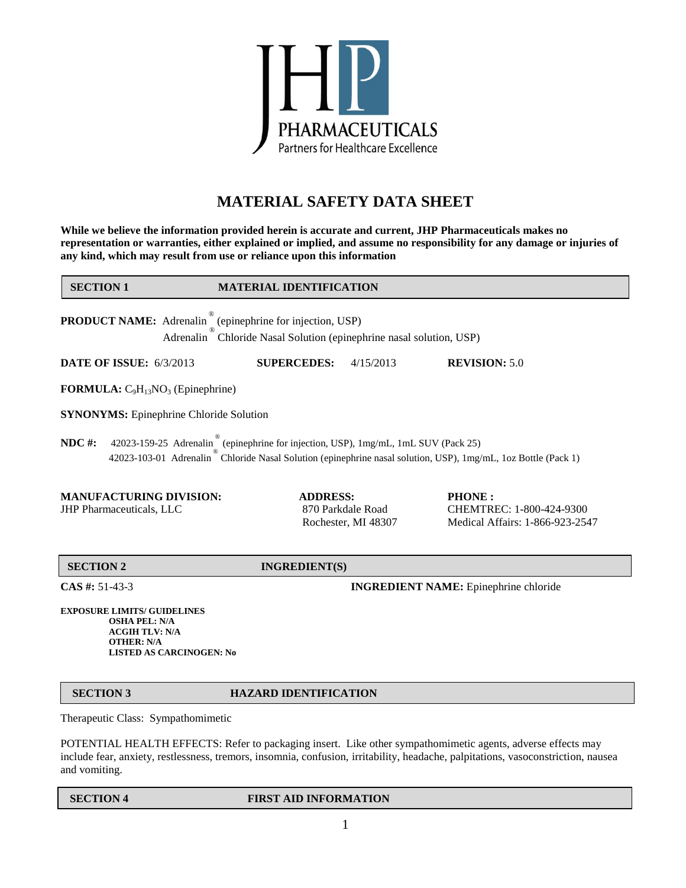JHP PHARMACEUTICALS
Partners for Healthcare Excellence

# MATERIAL SAFETY DATA SHEET

**While we believe the information provided herein is accurate and current, JHP Pharmaceuticals makes no representation or warranties, either explained or implied, and assume no responsibility for any damage or injuries of any kind, which may result from use or reliance upon this information**

## SECTION 1 MATERIAL IDENTIFICATION

**PRODUCT NAME:** Adrenalin® (epinephrine for injection, USP)
Adrenalin® Chloride Nasal Solution (epinephrine nasal solution, USP)

**DATE OF ISSUE:** 6/3/2013 **SUPERCEDES:** 4/15/2013 **REVISION:** 5.0

**FORMULA:** $C_9H_{13}NO_3$ (Epinephrine)

**SYNONYMS:** Epinephrine Chloride Solution

**NDC #:** 42023-159-25 Adrenalin® (epinephrine for injection, USP), 1mg/mL, 1mL SUV (Pack 25)
42023-103-01 Adrenalin® Chloride Nasal Solution (epinephrine nasal solution, USP), 1mg/mL, 1oz Bottle (Pack 1)

| MANUFACTURING DIVISION: | ADDRESS: | PHONE : |
|---|---|---|
| JHP Pharmaceuticals, LLC | 870 Parkdale Road<br>Rochester, MI 48307 | CHEMTREC: 1-800-424-9300<br>Medical Affairs: 1-866-923-2547 |

## SECTION 2 INGREDIENT(S)

**CAS #:** 51-43-3 **INGREDIENT NAME:** Epinephrine chloride

**EXPOSURE LIMITS/ GUIDELINES**
- **OSHA PEL: N/A**
- **ACGIH TLV: N/A**
- **OTHER: N/A**
- **LISTED AS CARCINOGEN: No**

## SECTION 3 HAZARD IDENTIFICATION

Therapeutic Class: Sympathomimetic

POTENTIAL HEALTH EFFECTS: Refer to packaging insert. Like other sympathomimetic agents, adverse effects may include fear, anxiety, restlessness, tremors, insomnia, confusion, irritability, headache, palpitations, vasoconstriction, nausea and vomiting.

## SECTION 4 FIRST AID INFORMATION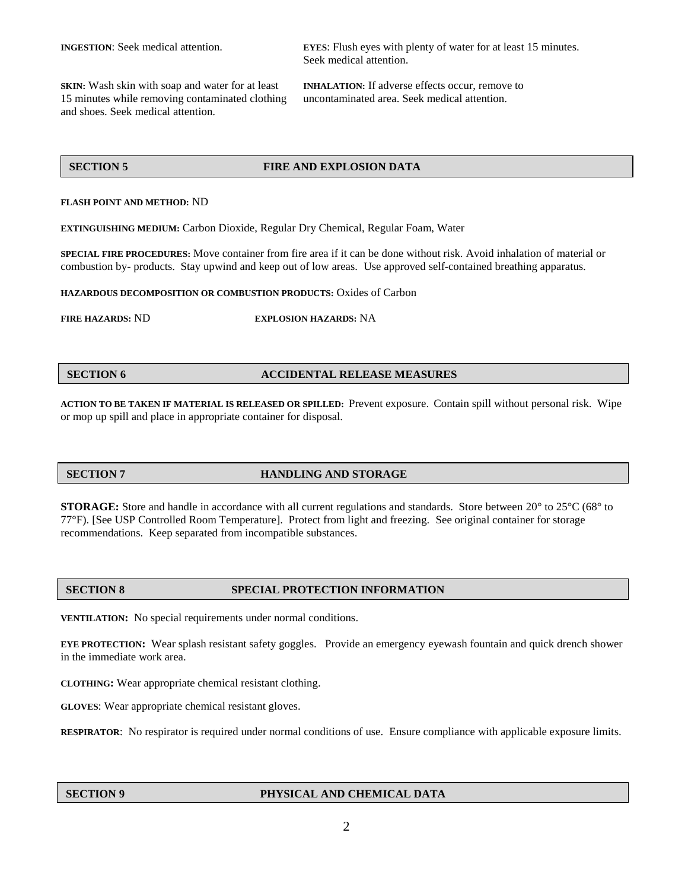**INGESTION**: Seek medical attention.

**EYES**: Flush eyes with plenty of water for at least 15 minutes. Seek medical attention.

**SKIN:** Wash skin with soap and water for at least 15 minutes while removing contaminated clothing and shoes. Seek medical attention.

**INHALATION:** If adverse effects occur, remove to uncontaminated area. Seek medical attention.

## SECTION 5 FIRE AND EXPLOSION DATA

**FLASH POINT AND METHOD:** ND

**EXTINGUISHING MEDIUM:** Carbon Dioxide, Regular Dry Chemical, Regular Foam, Water

**SPECIAL FIRE PROCEDURES:** Move container from fire area if it can be done without risk. Avoid inhalation of material or combustion by- products. Stay upwind and keep out of low areas. Use approved self-contained breathing apparatus.

**HAZARDOUS DECOMPOSITION OR COMBUSTION PRODUCTS:** Oxides of Carbon

**FIRE HAZARDS:** ND **EXPLOSION HAZARDS:** NA

## SECTION 6 ACCIDENTAL RELEASE MEASURES

**ACTION TO BE TAKEN IF MATERIAL IS RELEASED OR SPILLED:** Prevent exposure. Contain spill without personal risk. Wipe or mop up spill and place in appropriate container for disposal.

## SECTION 7 HANDLING AND STORAGE

**STORAGE:** Store and handle in accordance with all current regulations and standards. Store between 20° to 25°C (68° to 77°F). [See USP Controlled Room Temperature]. Protect from light and freezing. See original container for storage recommendations. Keep separated from incompatible substances.

## SECTION 8 SPECIAL PROTECTION INFORMATION

**VENTILATION:** No special requirements under normal conditions.

**EYE PROTECTION:** Wear splash resistant safety goggles. Provide an emergency eyewash fountain and quick drench shower in the immediate work area.

**CLOTHING:** Wear appropriate chemical resistant clothing.

**GLOVES**: Wear appropriate chemical resistant gloves.

**RESPIRATOR**: No respirator is required under normal conditions of use. Ensure compliance with applicable exposure limits.

## SECTION 9 PHYSICAL AND CHEMICAL DATA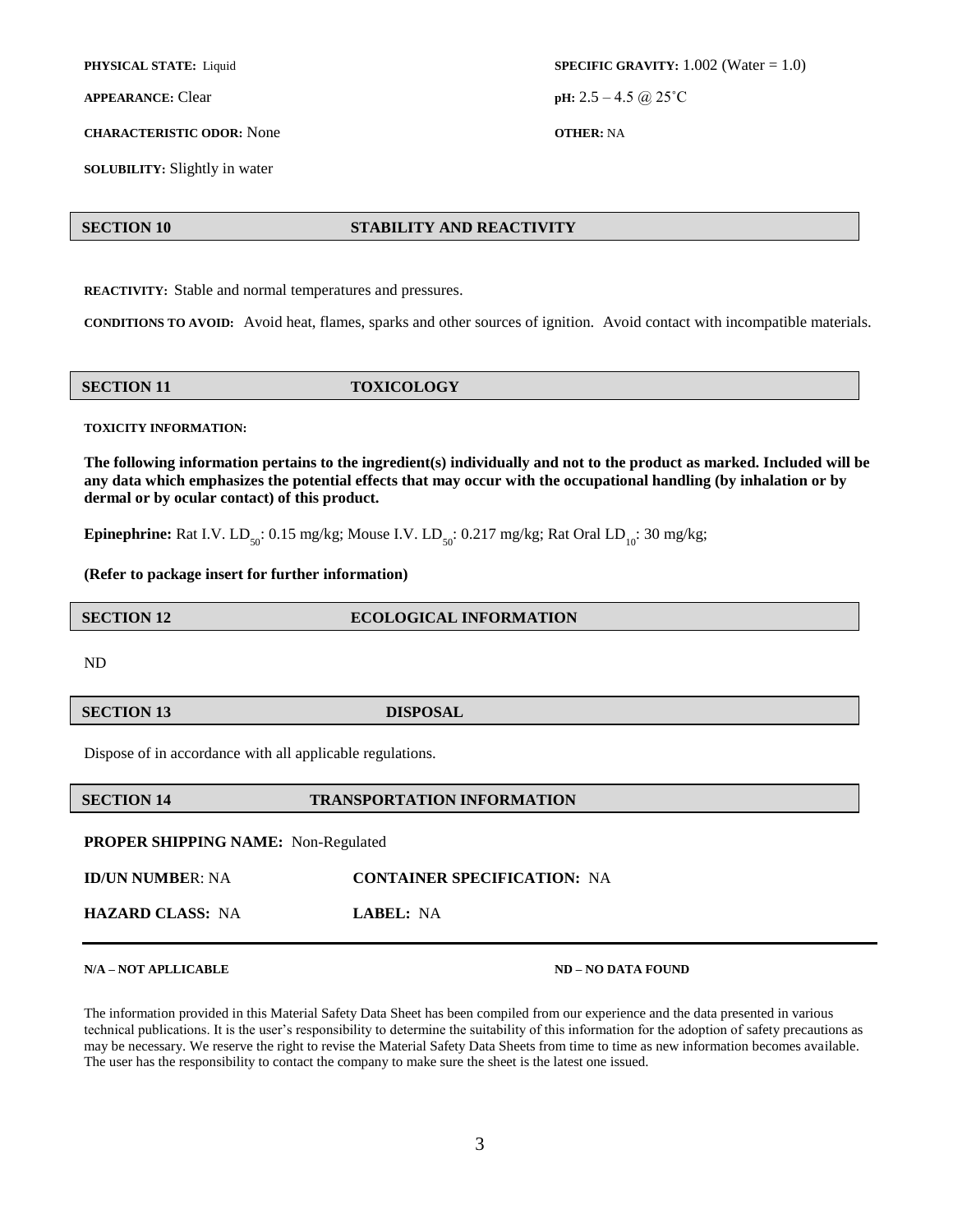**PHYSICAL STATE:** Liquid

**APPEARANCE:** Clear

**CHARACTERISTIC ODOR:** None

**SOLUBILITY:** Slightly in water

**SPECIFIC GRAVITY:** 1.002 (Water = 1.0)

**pH:** 2.5 – 4.5 @ 25˚C

**OTHER:** NA

## SECTION 10 STABILITY AND REACTIVITY

**REACTIVITY:** Stable and normal temperatures and pressures.

**CONDITIONS TO AVOID:** Avoid heat, flames, sparks and other sources of ignition. Avoid contact with incompatible materials.

## SECTION 11 TOXICOLOGY

**TOXICITY INFORMATION:**

**The following information pertains to the ingredient(s) individually and not to the product as marked. Included will be any data which emphasizes the potential effects that may occur with the occupational handling (by inhalation or by dermal or by ocular contact) of this product.**

**Epinephrine:** Rat I.V. $LD_{50}$: 0.15 mg/kg; Mouse I.V. $LD_{50}$: 0.217 mg/kg; Rat Oral $LD_{10}$: 30 mg/kg;

**(Refer to package insert for further information)**

## SECTION 12 ECOLOGICAL INFORMATION

ND

## SECTION 13 DISPOSAL

Dispose of in accordance with all applicable regulations.

## SECTION 14 TRANSPORTATION INFORMATION

**PROPER SHIPPING NAME:** Non-Regulated

**ID/UN NUMBE**R: NA **CONTAINER SPECIFICATION:** NA

**HAZARD CLASS:** NA **LABEL:** NA

---

**N/A – NOT APLLICABLE** **ND – NO DATA FOUND**

The information provided in this Material Safety Data Sheet has been compiled from our experience and the data presented in various technical publications. It is the user's responsibility to determine the suitability of this information for the adoption of safety precautions as may be necessary. We reserve the right to revise the Material Safety Data Sheets from time to time as new information becomes available. The user has the responsibility to contact the company to make sure the sheet is the latest one issued.